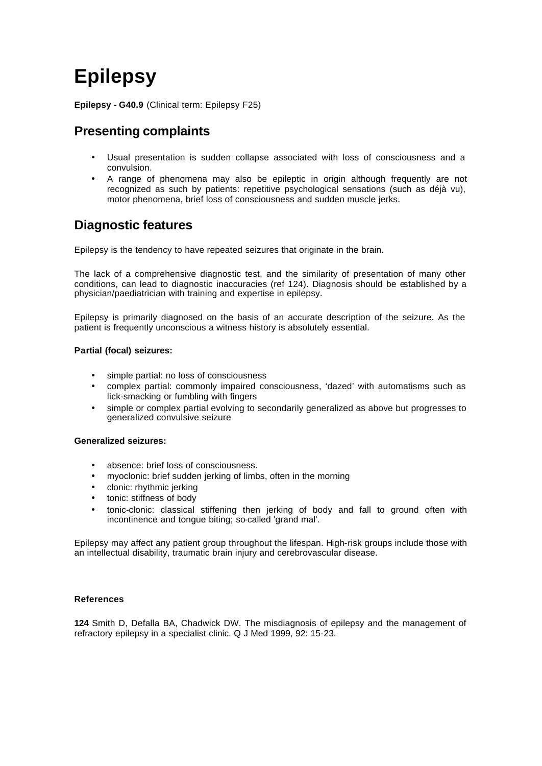# Epilepsy

**Epilepsy - G40.9** (Clinical term: Epilepsy F25)

## Presenting complaints

- Usual presentation is sudden collapse associated with loss of consciousness and a convulsion.
- A range of phenomena may also be epileptic in origin although frequently are not recognized as such by patients: repetitive psychological sensations (such as déjà vu), motor phenomena, brief loss of consciousness and sudden muscle jerks.

## Diagnostic features

Epilepsy is the tendency to have repeated seizures that originate in the brain.

The lack of a comprehensive diagnostic test, and the similarity of presentation of many other conditions, can lead to diagnostic inaccuracies (ref 124). Diagnosis should be established by a physician/paediatrician with training and expertise in epilepsy.

Epilepsy is primarily diagnosed on the basis of an accurate description of the seizure. As the patient is frequently unconscious a witness history is absolutely essential.

**Partial (focal) seizures:**

- simple partial: no loss of consciousness
- complex partial: commonly impaired consciousness, 'dazed' with automatisms such as lick-smacking or fumbling with fingers
- simple or complex partial evolving to secondarily generalized as above but progresses to generalized convulsive seizure

**Generalized seizures:**

- absence: brief loss of consciousness.
- myoclonic: brief sudden jerking of limbs, often in the morning
- clonic: rhythmic jerking
- tonic: stiffness of body
- tonic-clonic: classical stiffening then jerking of body and fall to ground often with incontinence and tongue biting; so-called 'grand mal'.

Epilepsy may affect any patient group throughout the lifespan. High-risk groups include those with an intellectual disability, traumatic brain injury and cerebrovascular disease.

**References**

**124** Smith D, Defalla BA, Chadwick DW. The misdiagnosis of epilepsy and the management of refractory epilepsy in a specialist clinic. Q J Med 1999, 92: 15-23.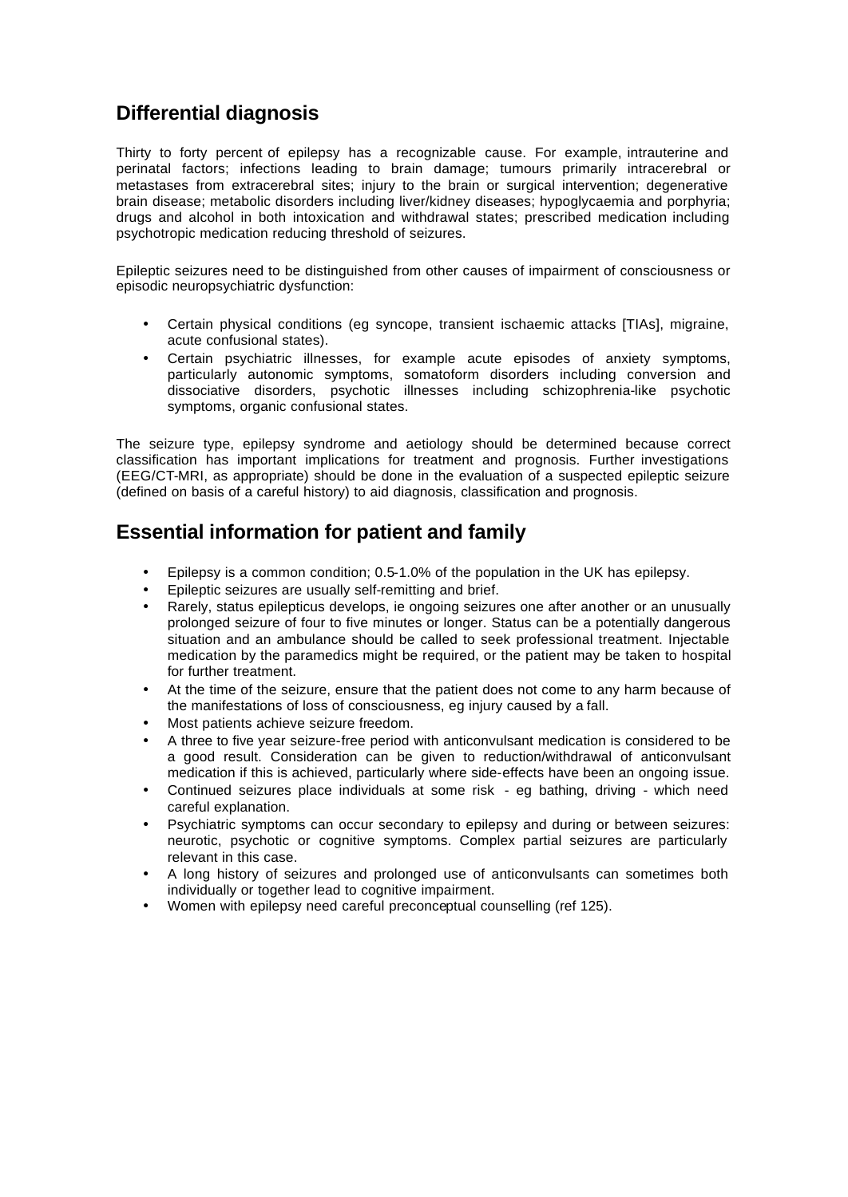## Differential diagnosis

Thirty to forty percent of epilepsy has a recognizable cause. For example, intrauterine and perinatal factors; infections leading to brain damage; tumours primarily intracerebral or metastases from extracerebral sites; injury to the brain or surgical intervention; degenerative brain disease; metabolic disorders including liver/kidney diseases; hypoglycaemia and porphyria; drugs and alcohol in both intoxication and withdrawal states; prescribed medication including psychotropic medication reducing threshold of seizures.

Epileptic seizures need to be distinguished from other causes of impairment of consciousness or episodic neuropsychiatric dysfunction:

- Certain physical conditions (eg syncope, transient ischaemic attacks [TIAs], migraine, acute confusional states).
- Certain psychiatric illnesses, for example acute episodes of anxiety symptoms, particularly autonomic symptoms, somatoform disorders including conversion and dissociative disorders, psychotic illnesses including schizophrenia-like psychotic symptoms, organic confusional states.

The seizure type, epilepsy syndrome and aetiology should be determined because correct classification has important implications for treatment and prognosis. Further investigations (EEG/CT-MRI, as appropriate) should be done in the evaluation of a suspected epileptic seizure (defined on basis of a careful history) to aid diagnosis, classification and prognosis.

## Essential information for patient and family

- Epilepsy is a common condition; 0.5-1.0% of the population in the UK has epilepsy.
- Epileptic seizures are usually self-remitting and brief.
- Rarely, status epilepticus develops, ie ongoing seizures one after another or an unusually prolonged seizure of four to five minutes or longer. Status can be a potentially dangerous situation and an ambulance should be called to seek professional treatment. Injectable medication by the paramedics might be required, or the patient may be taken to hospital for further treatment.
- At the time of the seizure, ensure that the patient does not come to any harm because of the manifestations of loss of consciousness, eg injury caused by a fall.
- Most patients achieve seizure freedom.
- A three to five year seizure-free period with anticonvulsant medication is considered to be a good result. Consideration can be given to reduction/withdrawal of anticonvulsant medication if this is achieved, particularly where side-effects have been an ongoing issue.
- Continued seizures place individuals at some risk - eg bathing, driving - which need careful explanation.
- Psychiatric symptoms can occur secondary to epilepsy and during or between seizures: neurotic, psychotic or cognitive symptoms. Complex partial seizures are particularly relevant in this case.
- A long history of seizures and prolonged use of anticonvulsants can sometimes both individually or together lead to cognitive impairment.
- Women with epilepsy need careful preconceptual counselling (ref 125).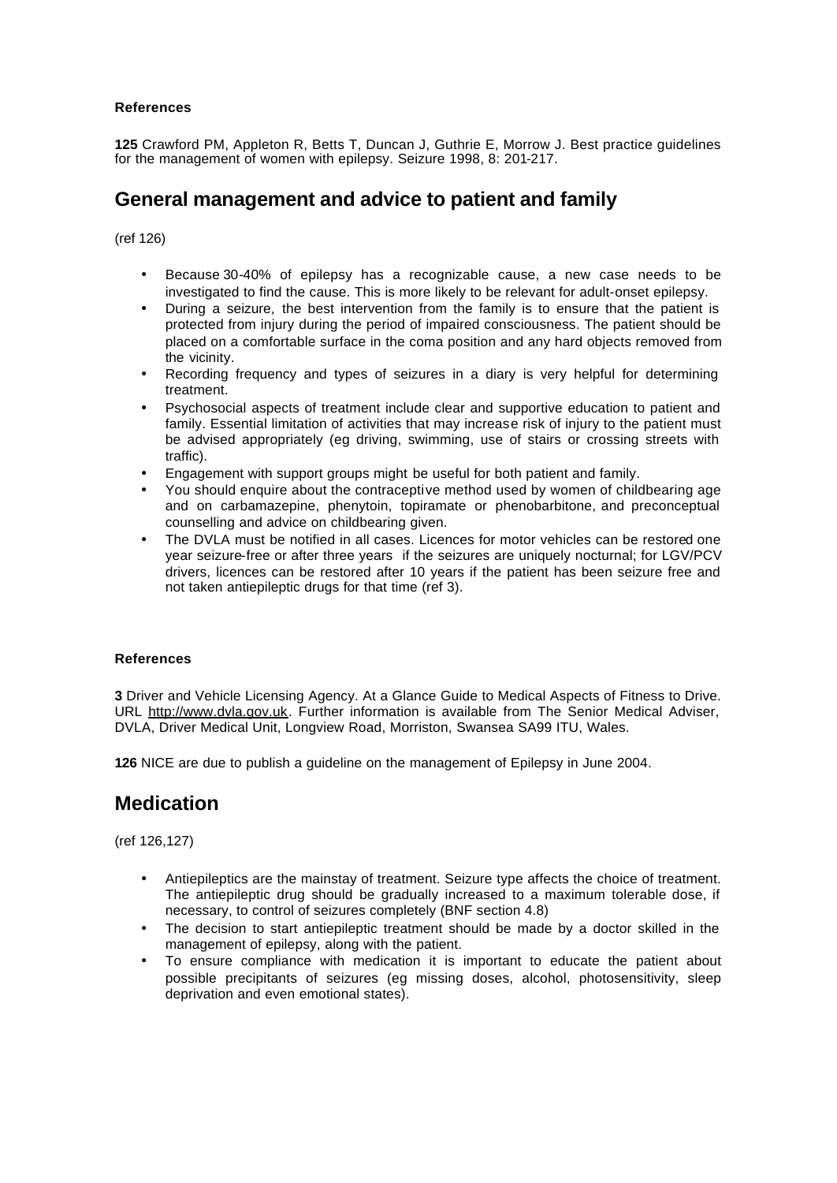**References**

**125** Crawford PM, Appleton R, Betts T, Duncan J, Guthrie E, Morrow J. Best practice guidelines for the management of women with epilepsy. Seizure 1998, 8: 201-217.

## General management and advice to patient and family

(ref 126)

- Because 30-40% of epilepsy has a recognizable cause, a new case needs to be investigated to find the cause. This is more likely to be relevant for adult-onset epilepsy.
- During a seizure, the best intervention from the family is to ensure that the patient is protected from injury during the period of impaired consciousness. The patient should be placed on a comfortable surface in the coma position and any hard objects removed from the vicinity.
- Recording frequency and types of seizures in a diary is very helpful for determining treatment.
- Psychosocial aspects of treatment include clear and supportive education to patient and family. Essential limitation of activities that may increase risk of injury to the patient must be advised appropriately (eg driving, swimming, use of stairs or crossing streets with traffic).
- Engagement with support groups might be useful for both patient and family.
- You should enquire about the contraceptive method used by women of childbearing age and on carbamazepine, phenytoin, topiramate or phenobarbitone, and preconceptual counselling and advice on childbearing given.
- The DVLA must be notified in all cases. Licences for motor vehicles can be restored one year seizure-free or after three years if the seizures are uniquely nocturnal; for LGV/PCV drivers, licences can be restored after 10 years if the patient has been seizure free and not taken antiepileptic drugs for that time (ref 3).

**References**

**3** Driver and Vehicle Licensing Agency. At a Glance Guide to Medical Aspects of Fitness to Drive. URL http://www.dvla.gov.uk. Further information is available from The Senior Medical Adviser, DVLA, Driver Medical Unit, Longview Road, Morriston, Swansea SA99 ITU, Wales.

**126** NICE are due to publish a guideline on the management of Epilepsy in June 2004.

## Medication

(ref 126,127)

- Antiepileptics are the mainstay of treatment. Seizure type affects the choice of treatment. The antiepileptic drug should be gradually increased to a maximum tolerable dose, if necessary, to control of seizures completely (BNF section 4.8)
- The decision to start antiepileptic treatment should be made by a doctor skilled in the management of epilepsy, along with the patient.
- To ensure compliance with medication it is important to educate the patient about possible precipitants of seizures (eg missing doses, alcohol, photosensitivity, sleep deprivation and even emotional states).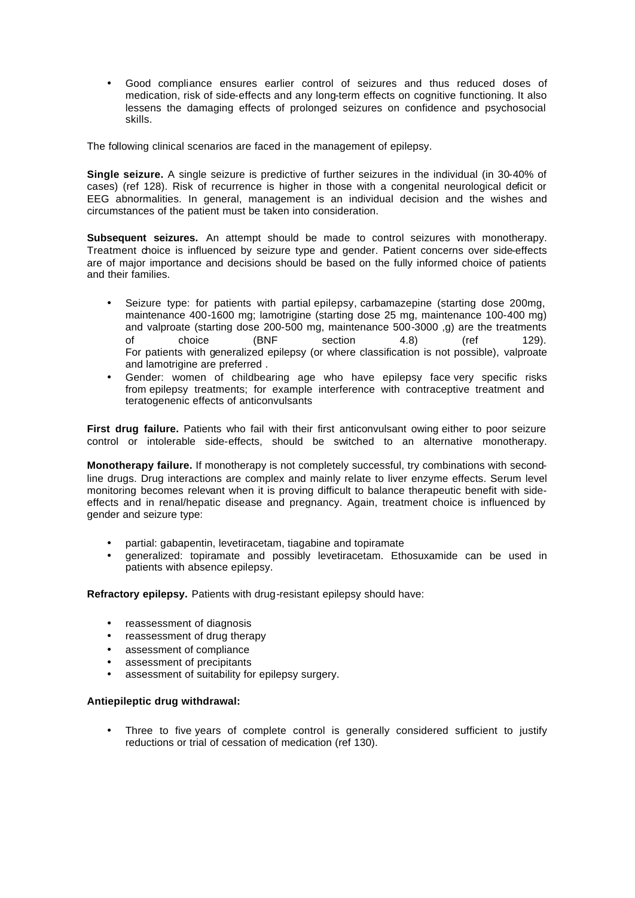- Good compliance ensures earlier control of seizures and thus reduced doses of medication, risk of side-effects and any long-term effects on cognitive functioning. It also lessens the damaging effects of prolonged seizures on confidence and psychosocial skills.

The following clinical scenarios are faced in the management of epilepsy.

**Single seizure.** A single seizure is predictive of further seizures in the individual (in 30-40% of cases) (ref 128). Risk of recurrence is higher in those with a congenital neurological deficit or EEG abnormalities. In general, management is an individual decision and the wishes and circumstances of the patient must be taken into consideration.

**Subsequent seizures.** An attempt should be made to control seizures with monotherapy. Treatment choice is influenced by seizure type and gender. Patient concerns over side-effects are of major importance and decisions should be based on the fully informed choice of patients and their families.

- Seizure type: for patients with partial epilepsy, carbamazepine (starting dose 200mg, maintenance 400-1600 mg; lamotrigine (starting dose 25 mg, maintenance 100-400 mg) and valproate (starting dose 200-500 mg, maintenance 500-3000 ,g) are the treatments of choice (BNF section 4.8) (ref 129). For patients with generalized epilepsy (or where classification is not possible), valproate and lamotrigine are preferred .
- Gender: women of childbearing age who have epilepsy face very specific risks from epilepsy treatments; for example interference with contraceptive treatment and teratogenenic effects of anticonvulsants

**First drug failure.** Patients who fail with their first anticonvulsant owing either to poor seizure control or intolerable side-effects, should be switched to an alternative monotherapy.

**Monotherapy failure.** If monotherapy is not completely successful, try combinations with second-line drugs. Drug interactions are complex and mainly relate to liver enzyme effects. Serum level monitoring becomes relevant when it is proving difficult to balance therapeutic benefit with side-effects and in renal/hepatic disease and pregnancy. Again, treatment choice is influenced by gender and seizure type:

- partial: gabapentin, levetiracetam, tiagabine and topiramate
- generalized: topiramate and possibly levetiracetam. Ethosuxamide can be used in patients with absence epilepsy.

**Refractory epilepsy.** Patients with drug-resistant epilepsy should have:

- reassessment of diagnosis
- reassessment of drug therapy
- assessment of compliance
- assessment of precipitants
- assessment of suitability for epilepsy surgery.

**Antiepileptic drug withdrawal:**

- Three to five years of complete control is generally considered sufficient to justify reductions or trial of cessation of medication (ref 130).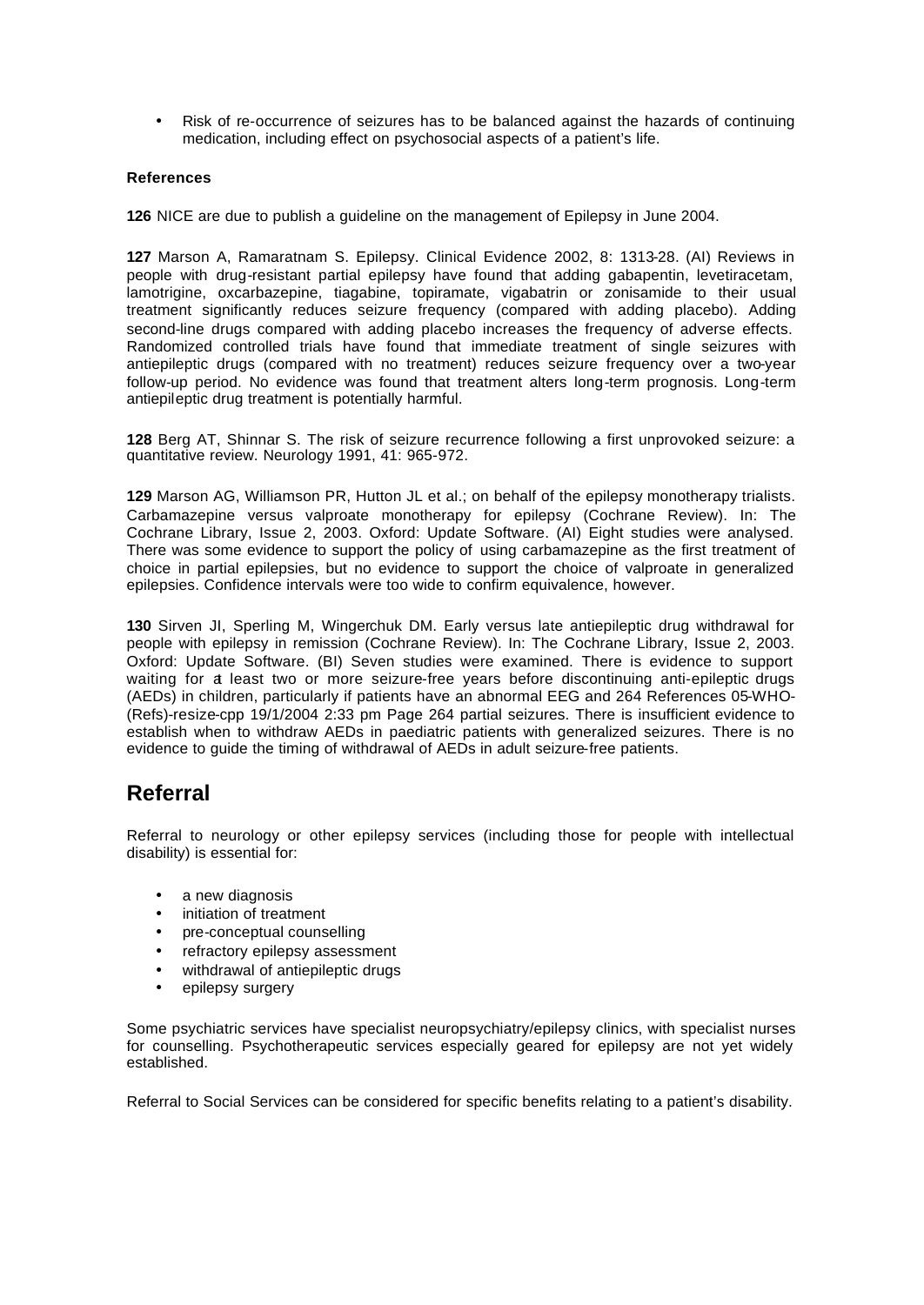- Risk of re-occurrence of seizures has to be balanced against the hazards of continuing medication, including effect on psychosocial aspects of a patient's life.

**References**

**126** NICE are due to publish a guideline on the management of Epilepsy in June 2004.

**127** Marson A, Ramaratnam S. Epilepsy. Clinical Evidence 2002, 8: 1313-28. (AI) Reviews in people with drug-resistant partial epilepsy have found that adding gabapentin, levetiracetam, lamotrigine, oxcarbazepine, tiagabine, topiramate, vigabatrin or zonisamide to their usual treatment significantly reduces seizure frequency (compared with adding placebo). Adding second-line drugs compared with adding placebo increases the frequency of adverse effects. Randomized controlled trials have found that immediate treatment of single seizures with antiepileptic drugs (compared with no treatment) reduces seizure frequency over a two-year follow-up period. No evidence was found that treatment alters long-term prognosis. Long-term antiepileptic drug treatment is potentially harmful.

**128** Berg AT, Shinnar S. The risk of seizure recurrence following a first unprovoked seizure: a quantitative review. Neurology 1991, 41: 965-972.

**129** Marson AG, Williamson PR, Hutton JL et al.; on behalf of the epilepsy monotherapy trialists. Carbamazepine versus valproate monotherapy for epilepsy (Cochrane Review). In: The Cochrane Library, Issue 2, 2003. Oxford: Update Software. (AI) Eight studies were analysed. There was some evidence to support the policy of using carbamazepine as the first treatment of choice in partial epilepsies, but no evidence to support the choice of valproate in generalized epilepsies. Confidence intervals were too wide to confirm equivalence, however.

**130** Sirven JI, Sperling M, Wingerchuk DM. Early versus late antiepileptic drug withdrawal for people with epilepsy in remission (Cochrane Review). In: The Cochrane Library, Issue 2, 2003. Oxford: Update Software. (BI) Seven studies were examined. There is evidence to support waiting for at least two or more seizure-free years before discontinuing anti-epileptic drugs (AEDs) in children, particularly if patients have an abnormal EEG and 264 References 05-WHO-(Refs)-resize-cpp 19/1/2004 2:33 pm Page 264 partial seizures. There is insufficient evidence to establish when to withdraw AEDs in paediatric patients with generalized seizures. There is no evidence to guide the timing of withdrawal of AEDs in adult seizure-free patients.

## Referral

Referral to neurology or other epilepsy services (including those for people with intellectual disability) is essential for:

- a new diagnosis
- initiation of treatment
- pre-conceptual counselling
- refractory epilepsy assessment
- withdrawal of antiepileptic drugs
- epilepsy surgery

Some psychiatric services have specialist neuropsychiatry/epilepsy clinics, with specialist nurses for counselling. Psychotherapeutic services especially geared for epilepsy are not yet widely established.

Referral to Social Services can be considered for specific benefits relating to a patient's disability.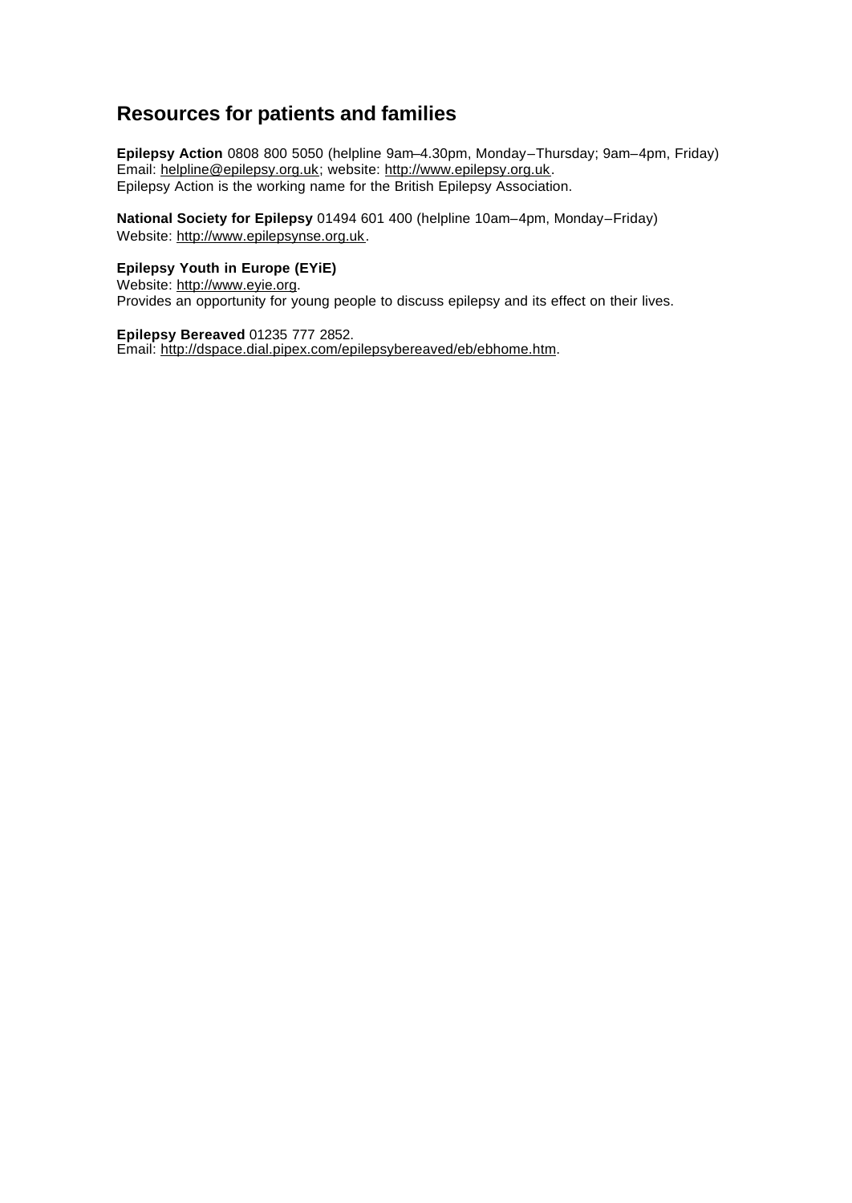## Resources for patients and families

**Epilepsy Action** 0808 800 5050 (helpline 9am–4.30pm, Monday–Thursday; 9am–4pm, Friday)
Email: helpline@epilepsy.org.uk; website: http://www.epilepsy.org.uk.
Epilepsy Action is the working name for the British Epilepsy Association.

**National Society for Epilepsy** 01494 601 400 (helpline 10am–4pm, Monday–Friday)
Website: http://www.epilepsynse.org.uk.

**Epilepsy Youth in Europe (EYiE)**
Website: http://www.eyie.org.
Provides an opportunity for young people to discuss epilepsy and its effect on their lives.

**Epilepsy Bereaved** 01235 777 2852.
Email: http://dspace.dial.pipex.com/epilepsybereaved/eb/ebhome.htm.